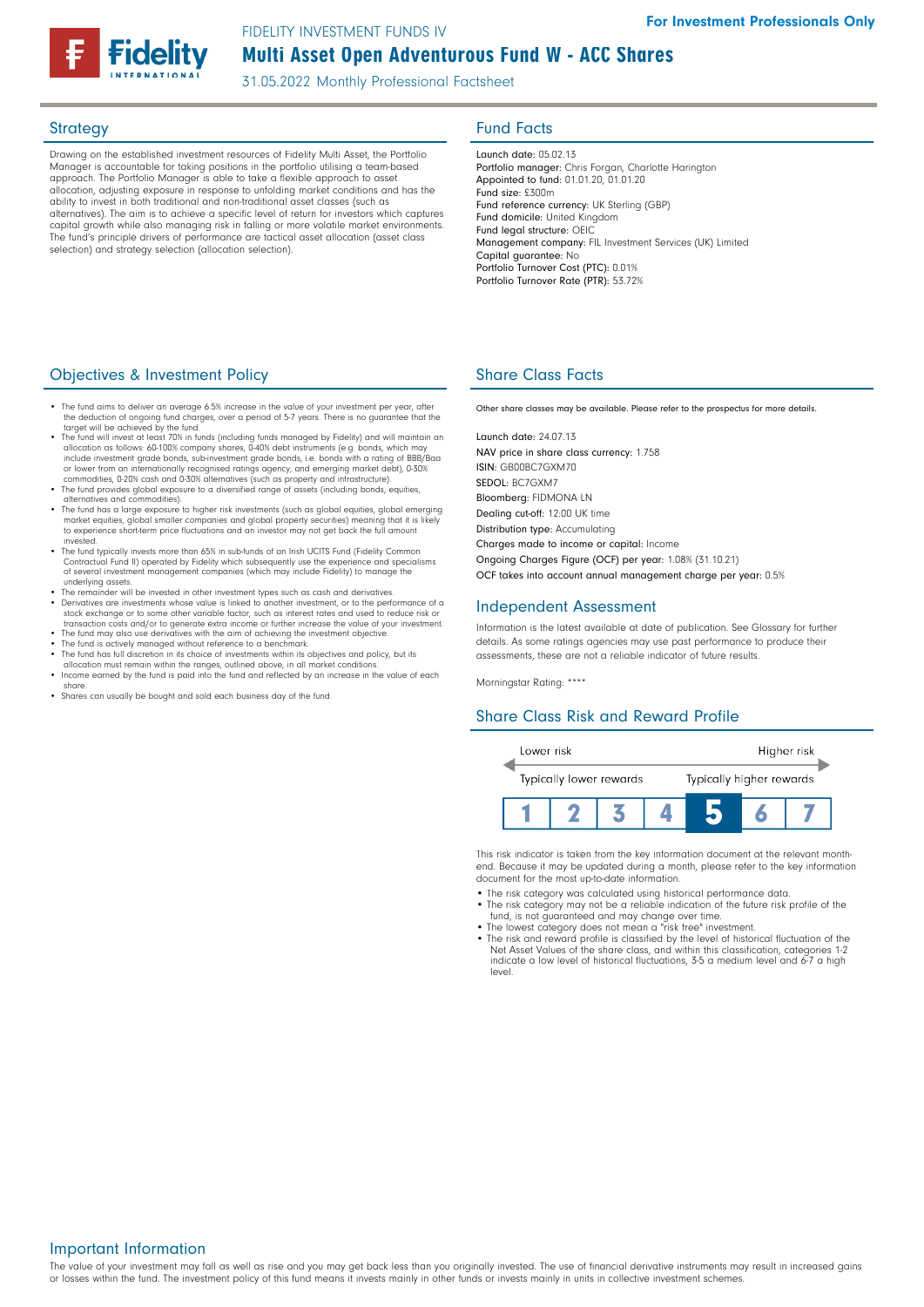For Investment Professionals Only

FIDELITY INVESTMENT FUNDS IV

# Multi Asset Open Adventurous Fund W - ACC Shares

31.05.2022 Monthly Professional Factsheet

## Strategy

Drawing on the established investment resources of Fidelity Multi Asset, the Portfolio Manager is accountable for taking positions in the portfolio utilising a team-based approach. The Portfolio Manager is able to take a flexible approach to asset allocation, adjusting exposure in response to unfolding market conditions and has the ability to invest in both traditional and non-traditional asset classes (such as alternatives). The aim is to achieve a specific level of return for investors which captures capital growth while also managing risk in falling or more volatile market environments. The fund's principle drivers of performance are tactical asset allocation (asset class selection) and strategy selection (allocation selection).

## Fund Facts

**Launch date:** 05.02.13
**Portfolio manager:** Chris Forgan, Charlotte Harington
**Appointed to fund:** 01.01.20, 01.01.20
**Fund size:** £300m
**Fund reference currency:** UK Sterling (GBP)
**Fund domicile:** United Kingdom
**Fund legal structure:** OEIC
**Management company:** FIL Investment Services (UK) Limited
**Capital guarantee:** No
**Portfolio Turnover Cost (PTC):** 0.01%
**Portfolio Turnover Rate (PTR):** 53.72%

## Objectives & Investment Policy

- The fund aims to deliver an average 6.5% increase in the value of your investment per year, after the deduction of ongoing fund charges, over a period of 5-7 years. There is no guarantee that the target will be achieved by the fund.
- The fund will invest at least 70% in funds (including funds managed by Fidelity) and will maintain an allocation as follows: 60-100% company shares, 0-40% debt instruments (e.g. bonds, which may include investment grade bonds, sub-investment grade bonds, i.e. bonds with a rating of BBB/Baa or lower from an internationally recognised ratings agency, and emerging market debt), 0-30% commodities, 0-20% cash and 0-30% alternatives (such as property and infrastructure).
- The fund provides global exposure to a diversified range of assets (including bonds, equities, alternatives and commodities).
- The fund has a large exposure to higher risk investments (such as global equities, global emerging market equities, global smaller companies and global property securities) meaning that it is likely to experience short-term price fluctuations and an investor may not get back the full amount invested.
- The fund typically invests more than 65% in sub-funds of an Irish UCITS Fund (Fidelity Common Contractual Fund II) operated by Fidelity which subsequently use the experience and specialisms of several investment management companies (which may include Fidelity) to manage the underlying assets.
- The remainder will be invested in other investment types such as cash and derivatives.
- Derivatives are investments whose value is linked to another investment, or to the performance of a stock exchange or to some other variable factor, such as interest rates and used to reduce risk or transaction costs and/or to generate extra income or further increase the value of your investment.
- The fund may also use derivatives with the aim of achieving the investment objective.
- The fund is actively managed without reference to a benchmark.
- The fund has full discretion in its choice of investments within its objectives and policy, but its allocation must remain within the ranges, outlined above, in all market conditions.
- Income earned by the fund is paid into the fund and reflected by an increase in the value of each share.
- Shares can usually be bought and sold each business day of the fund.

## Share Class Facts

Other share classes may be available. Please refer to the prospectus for more details.

**Launch date:** 24.07.13
**NAV price in share class currency:** 1.758
**ISIN:** GB00BC7GXM70
**SEDOL:** BC7GXM7
**Bloomberg:** FIDMONA LN
**Dealing cut-off:** 12:00 UK time
**Distribution type:** Accumulating
**Charges made to income or capital:** Income
**Ongoing Charges Figure (OCF) per year:** 1.08% (31.10.21)
**OCF takes into account annual management charge per year:** 0.5%

## Independent Assessment

Information is the latest available at date of publication. See Glossary for further details. As some ratings agencies may use past performance to produce their assessments, these are not a reliable indicator of future results.

Morningstar Rating: ****

## Share Class Risk and Reward Profile

| Lower risk | | | | | | Higher risk |
|---|---|---|---|---|---|---|
| Typically lower rewards | | | | | | Typically higher rewards |
| 1 | 2 | 3 | 4 | **5** | 6 | 7 |

This risk indicator is taken from the key information document at the relevant month-end. Because it may be updated during a month, please refer to the key information document for the most up-to-date information.

- The risk category was calculated using historical performance data.
- The risk category may not be a reliable indication of the future risk profile of the fund, is not guaranteed and may change over time.
- The lowest category does not mean a "risk free" investment.
- The risk and reward profile is classified by the level of historical fluctuation of the Net Asset Values of the share class, and within this classification, categories 1-2 indicate a low level of historical fluctuations, 3-5 a medium level and 6-7 a high level.

## Important Information

The value of your investment may fall as well as rise and you may get back less than you originally invested. The use of financial derivative instruments may result in increased gains or losses within the fund. The investment policy of this fund means it invests mainly in other funds or invests mainly in units in collective investment schemes.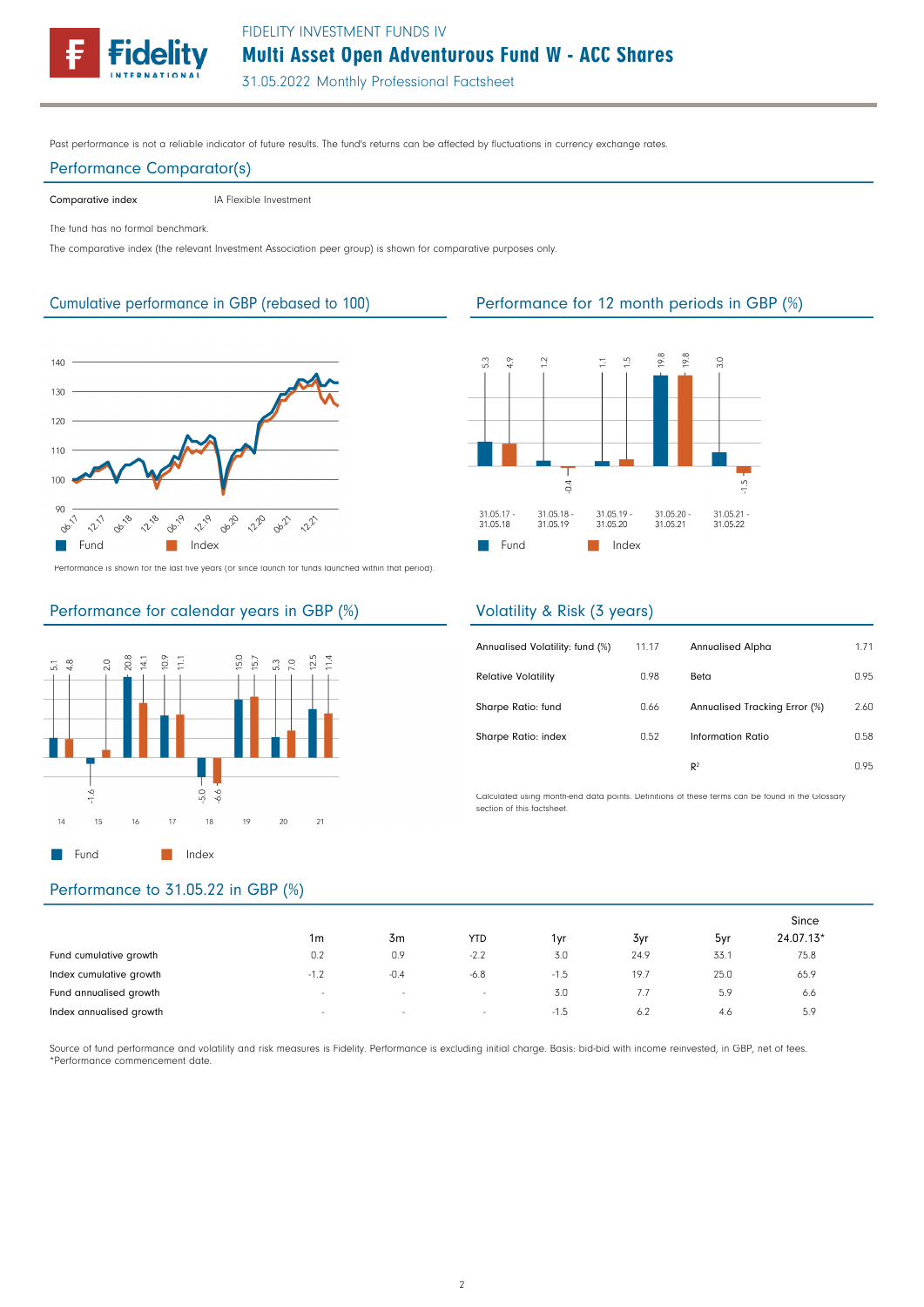Past performance is not a reliable indicator of future results. The fund's returns can be affected by fluctuations in currency exchange rates.

## Performance Comparator(s)

| | |
|---|---|
| Comparative index | IA Flexible Investment |

The fund has no formal benchmark.

The comparative index (the relevant Investment Association peer group) is shown for comparative purposes only.

## Cumulative performance in GBP (rebased to 100)

Performance is shown for the last five years (or since launch for funds launched within that period).

## Performance for 12 month periods in GBP (%)

| | 31.05.17 - 31.05.18 | 31.05.18 - 31.05.19 | 31.05.19 - 31.05.20 | 31.05.20 - 31.05.21 | 31.05.21 - 31.05.22 |
|---|---|---|---|---|---|
| Fund | 5.3 | 1.2 | 1.1 | 19.8 | 3.0 |
| Index | 4.9 | -0.4 | 1.5 | 19.8 | -1.5 |

## Performance for calendar years in GBP (%)

| | 14 | 15 | 16 | 17 | 18 | 19 | 20 | 21 |
|---|---|---|---|---|---|---|---|---|
| Fund | 5.1 | -1.6 | 20.8 | 10.9 | -5.0 | 15.0 | 5.3 | 12.5 |
| Index | 4.8 | 2.0 | 14.1 | 11.1 | -6.6 | 15.7 | 7.0 | 11.4 |

## Volatility & Risk (3 years)

| | | | |
|---|---|---|---|
| Annualised Volatility: fund (%) | 11.17 | Annualised Alpha | 1.71 |
| Relative Volatility | 0.98 | Beta | 0.95 |
| Sharpe Ratio: fund | 0.66 | Annualised Tracking Error (%) | 2.60 |
| Sharpe Ratio: index | 0.52 | Information Ratio | 0.58 |
| | | $R^2$ | 0.95 |

Calculated using month-end data points. Definitions of these terms can be found in the Glossary section of this factsheet.

## Performance to 31.05.22 in GBP (%)

| | 1m | 3m | YTD | 1yr | 3yr | 5yr | Since 24.07.13* |
|---|---|---|---|---|---|---|---|
| Fund cumulative growth | 0.2 | 0.9 | -2.2 | 3.0 | 24.9 | 33.1 | 75.8 |
| Index cumulative growth | -1.2 | -0.4 | -6.8 | -1.5 | 19.7 | 25.0 | 65.9 |
| Fund annualised growth | - | - | - | 3.0 | 7.7 | 5.9 | 6.6 |
| Index annualised growth | - | - | - | -1.5 | 6.2 | 4.6 | 5.9 |

Source of fund performance and volatility and risk measures is Fidelity. Performance is excluding initial charge. Basis: bid-bid with income reinvested, in GBP, net of fees.
*Performance commencement date.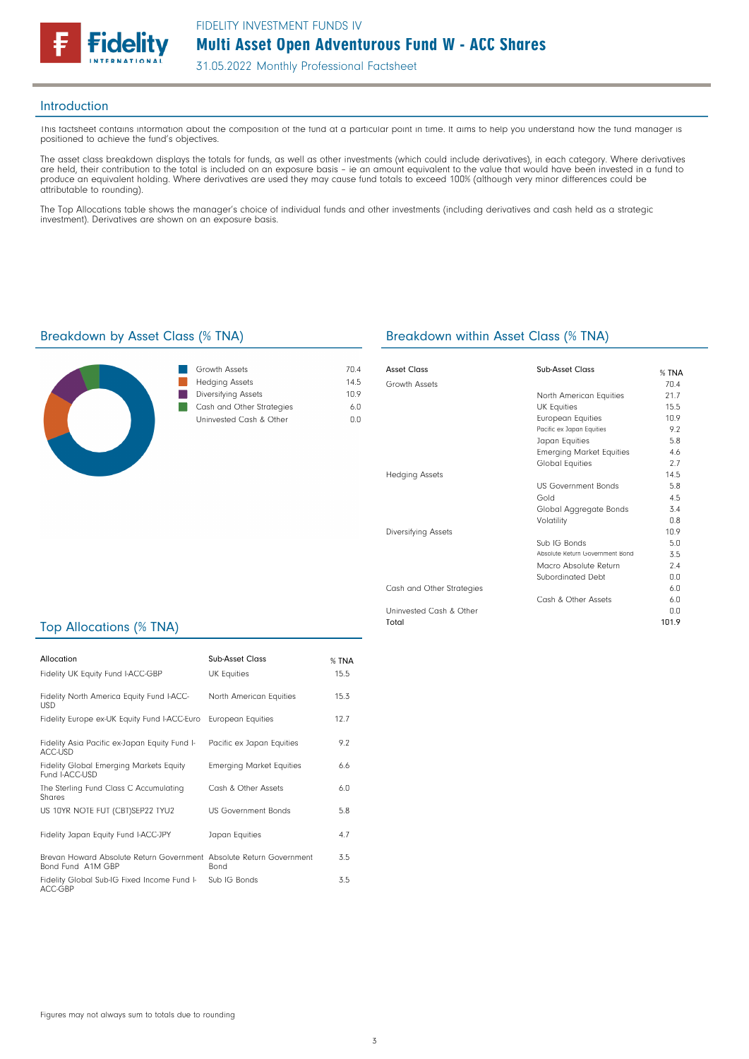# FIDELITY INVESTMENT FUNDS IV

## Multi Asset Open Adventurous Fund W - ACC Shares

31.05.2022 Monthly Professional Factsheet

## Introduction

This factsheet contains information about the composition of the fund at a particular point in time. It aims to help you understand how the fund manager is positioned to achieve the fund's objectives.

The asset class breakdown displays the totals for funds, as well as other investments (which could include derivatives), in each category. Where derivatives are held, their contribution to the total is included on an exposure basis - ie an amount equivalent to the value that would have been invested in a fund to produce an equivalent holding. Where derivatives are used they may cause fund totals to exceed 100% (although very minor differences could be attributable to rounding).

The Top Allocations table shows the manager's choice of individual funds and other investments (including derivatives and cash held as a strategic investment). Derivatives are shown on an exposure basis.

## Breakdown by Asset Class (% TNA)

| Asset Class | % TNA |
|---|---|
| Growth Assets | 70.4 |
| Hedging Assets | 14.5 |
| Diversifying Assets | 10.9 |
| Cash and Other Strategies | 6.0 |
| Uninvested Cash & Other | 0.0 |

## Breakdown within Asset Class (% TNA)

| Asset Class | Sub-Asset Class | % TNA |
|---|---|---|
| Growth Assets | | 70.4 |
| | North American Equities | 21.7 |
| | UK Equities | 15.5 |
| | European Equities | 10.9 |
| | Pacific ex Japan Equities | 9.2 |
| | Japan Equities | 5.8 |
| | Emerging Market Equities | 4.6 |
| | Global Equities | 2.7 |
| Hedging Assets | | 14.5 |
| | US Government Bonds | 5.8 |
| | Gold | 4.5 |
| | Global Aggregate Bonds | 3.4 |
| | Volatility | 0.8 |
| Diversifying Assets | | 10.9 |
| | Sub IG Bonds | 5.0 |
| | Absolute Return Government Bond | 3.5 |
| | Macro Absolute Return | 2.4 |
| | Subordinated Debt | 0.0 |
| Cash and Other Strategies | | 6.0 |
| | Cash & Other Assets | 6.0 |
| Uninvested Cash & Other | | 0.0 |
| Total | | 101.9 |

## Top Allocations (% TNA)

| Allocation | Sub-Asset Class | % TNA |
|---|---|---|
| Fidelity UK Equity Fund I-ACC-GBP | UK Equities | 15.5 |
| Fidelity North America Equity Fund I-ACC-USD | North American Equities | 15.3 |
| Fidelity Europe ex-UK Equity Fund I-ACC-Euro | European Equities | 12.7 |
| Fidelity Asia Pacific ex-Japan Equity Fund I-ACC-USD | Pacific ex Japan Equities | 9.2 |
| Fidelity Global Emerging Markets Equity Fund I-ACC-USD | Emerging Market Equities | 6.6 |
| The Sterling Fund Class C Accumulating Shares | Cash & Other Assets | 6.0 |
| US 10YR NOTE FUT (CBT)SEP22 TYU2 | US Government Bonds | 5.8 |
| Fidelity Japan Equity Fund I-ACC-JPY | Japan Equities | 4.7 |
| Brevan Howard Absolute Return Government Bond Fund A1M GBP | Absolute Return Government Bond | 3.5 |
| Fidelity Global Sub-IG Fixed Income Fund I-ACC-GBP | Sub IG Bonds | 3.5 |

Figures may not always sum to totals due to rounding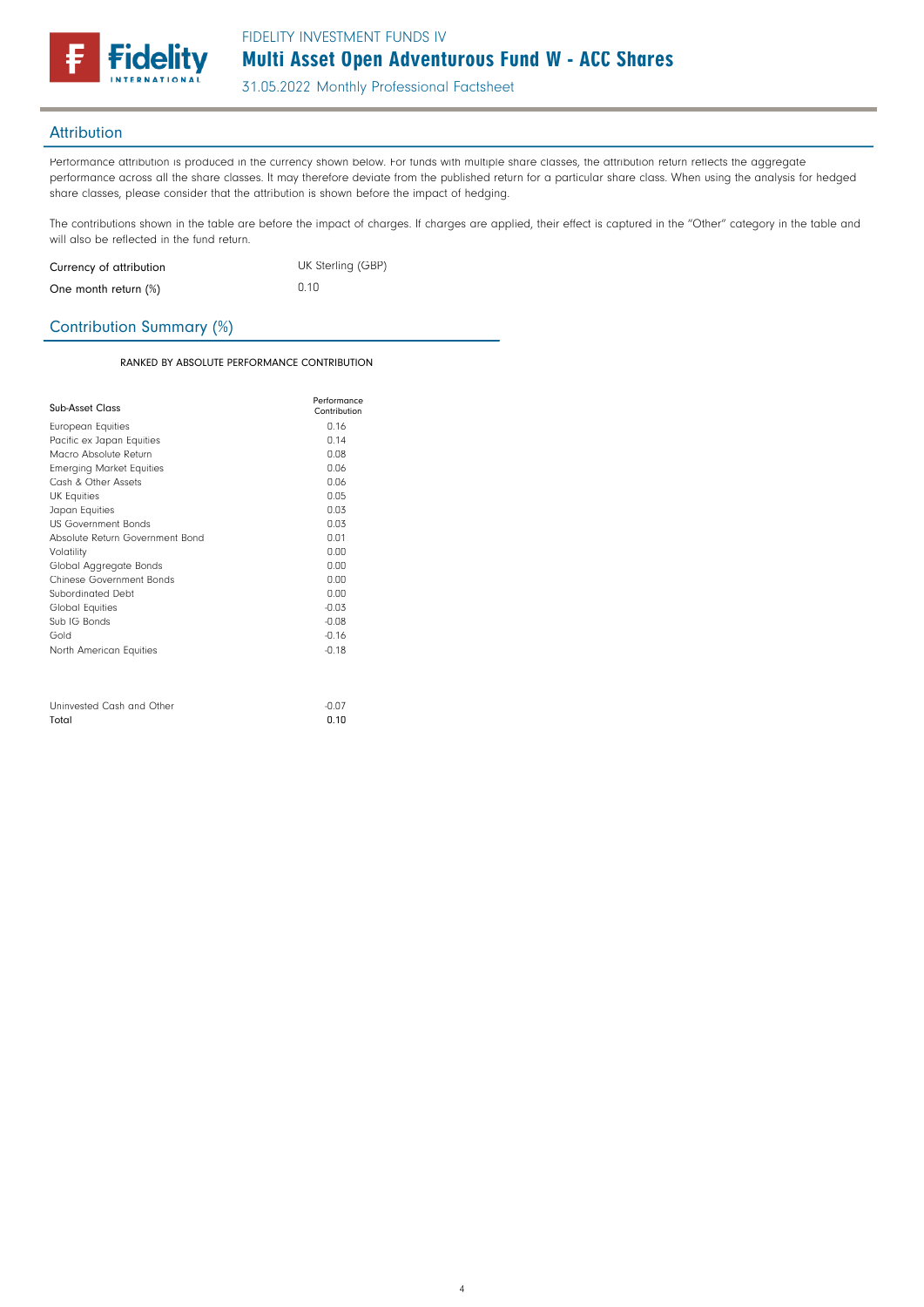## Attribution

Performance attribution is produced in the currency shown below. For funds with multiple share classes, the attribution return reflects the aggregate performance across all the share classes. It may therefore deviate from the published return for a particular share class. When using the analysis for hedged share classes, please consider that the attribution is shown before the impact of hedging.

The contributions shown in the table are before the impact of charges. If charges are applied, their effect is captured in the "Other" category in the table and will also be reflected in the fund return.

| | |
|---|---|
| Currency of attribution | UK Sterling (GBP) |
| One month return (%) | 0.10 |

## Contribution Summary (%)

RANKED BY ABSOLUTE PERFORMANCE CONTRIBUTION

| Sub-Asset Class | Performance Contribution |
|---|---|
| European Equities | 0.16 |
| Pacific ex Japan Equities | 0.14 |
| Macro Absolute Return | 0.08 |
| Emerging Market Equities | 0.06 |
| Cash & Other Assets | 0.06 |
| UK Equities | 0.05 |
| Japan Equities | 0.03 |
| US Government Bonds | 0.03 |
| Absolute Return Government Bond | 0.01 |
| Volatility | 0.00 |
| Global Aggregate Bonds | 0.00 |
| Chinese Government Bonds | 0.00 |
| Subordinated Debt | 0.00 |
| Global Equities | -0.03 |
| Sub IG Bonds | -0.08 |
| Gold | -0.16 |
| North American Equities | -0.18 |
| | |
| Uninvested Cash and Other | -0.07 |
| Total | 0.10 |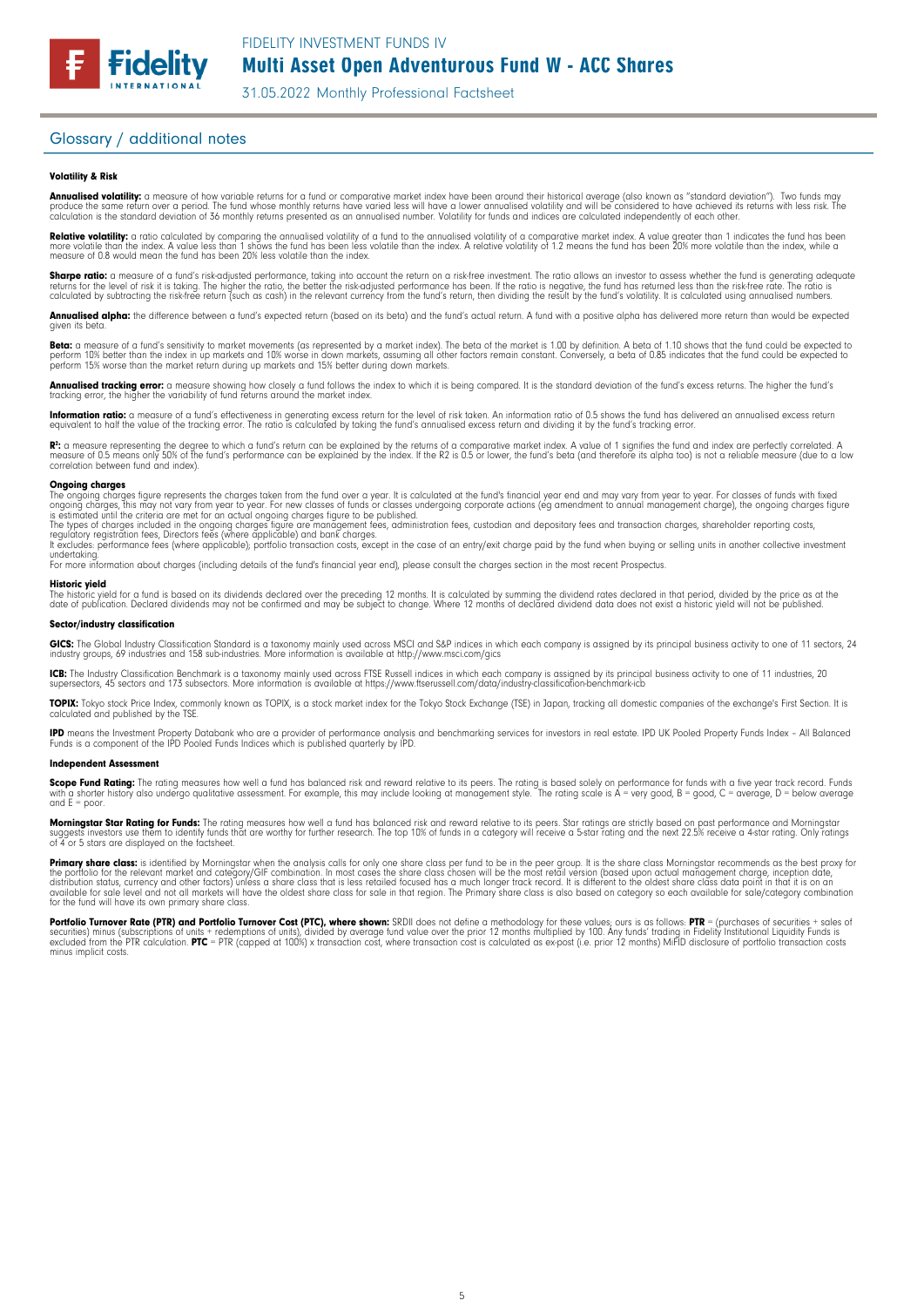## Glossary / additional notes

#### Volatility & Risk

**Annualised volatility:** a measure of how variable returns for a fund or comparative market index have been around their historical average (also known as "standard deviation"). Two funds may produce the same return over a period. The fund whose monthly returns have varied less will have a lower annualised volatility and will be considered to have achieved its returns with less risk. The calculation is the standard deviation of 36 monthly returns presented as an annualised number. Volatility for funds and indices are calculated independently of each other.

**Relative volatility:** a ratio calculated by comparing the annualised volatility of a fund to the annualised volatility of a comparative market index. A value greater than 1 indicates the fund has been more volatile than the index. A value less than 1 shows the fund has been less volatile than the index. A relative volatility of 1.2 means the fund has been 20% more volatile than the index, while a measure of 0.8 would mean the fund has been 20% less volatile than the index.

**Sharpe ratio:** a measure of a fund's risk-adjusted performance, taking into account the return on a risk-free investment. The ratio allows an investor to assess whether the fund is generating adequate returns for the level of risk it is taking. The higher the ratio, the better the risk-adjusted performance has been. If the ratio is negative, the fund has returned less than the risk-free rate. The ratio is calculated by subtracting the risk-free return (such as cash) in the relevant currency from the fund's return, then dividing the result by the fund's volatility. It is calculated using annualised numbers.

**Annualised alpha:** the difference between a fund's expected return (based on its beta) and the fund's actual return. A fund with a positive alpha has delivered more return than would be expected given its beta.

**Beta:** a measure of a fund's sensitivity to market movements (as represented by a market index). The beta of the market is 1.00 by definition. A beta of 1.10 shows that the fund could be expected to perform 10% better than the index in up markets and 10% worse in down markets, assuming all other factors remain constant. Conversely, a beta of 0.85 indicates that the fund could be expected to perform 15% worse than the market return during up markets and 15% better during down markets.

**Annualised tracking error:** a measure showing how closely a fund follows the index to which it is being compared. It is the standard deviation of the fund's excess returns. The higher the fund's tracking error, the higher the variability of fund returns around the market index.

**Information ratio:** a measure of a fund's effectiveness in generating excess return for the level of risk taken. An information ratio of 0.5 shows the fund has delivered an annualised excess return equivalent to half the value of the tracking error. The ratio is calculated by taking the fund's annualised excess return and dividing it by the fund's tracking error.

**$R^2$:** a measure representing the degree to which a fund's return can be explained by the returns of a comparative market index. A value of 1 signifies the fund and index are perfectly correlated. A measure of 0.5 means only 50% of the fund's performance can be explained by the index. If the R2 is 0.5 or lower, the fund's beta (and therefore its alpha too) is not a reliable measure (due to a low correlation between fund and index).

#### Ongoing charges

The ongoing charges figure represents the charges taken from the fund over a year. It is calculated at the fund's financial year end and may vary from year to year. For classes of funds with fixed ongoing charges, this may not vary from year to year. For new classes of funds or classes undergoing corporate actions (eg amendment to annual management charge), the ongoing charges figure is estimated until the criteria are met for an actual ongoing charges figure to be published.
The types of charges included in the ongoing charges figure are management fees, administration fees, custodian and depositary fees and transaction charges, shareholder reporting costs, regulatory registration fees, Directors fees (where applicable) and bank charges.
It excludes: performance fees (where applicable); portfolio transaction costs, except in the case of an entry/exit charge paid by the fund when buying or selling units in another collective investment undertaking.
For more information about charges (including details of the fund's financial year end), please consult the charges section in the most recent Prospectus.

#### Historic yield

The historic yield for a fund is based on its dividends declared over the preceding 12 months. It is calculated by summing the dividend rates declared in that period, divided by the price as at the date of publication. Declared dividends may not be confirmed and may be subject to change. Where 12 months of declared dividend data does not exist a historic yield will not be published.

#### Sector/industry classification

**GICS:** The Global Industry Classification Standard is a taxonomy mainly used across MSCI and S&P indices in which each company is assigned by its principal business activity to one of 11 sectors, 24 industry groups, 69 industries and 158 sub-industries. More information is available at http://www.msci.com/gics

**ICB:** The Industry Classification Benchmark is a taxonomy mainly used across FTSE Russell indices in which each company is assigned by its principal business activity to one of 11 industries, 20 supersectors, 45 sectors and 173 subsectors. More information is available at https://www.ftserussell.com/data/industry-classification-benchmark-icb

**TOPIX:** Tokyo stock Price Index, commonly known as TOPIX, is a stock market index for the Tokyo Stock Exchange (TSE) in Japan, tracking all domestic companies of the exchange's First Section. It is calculated and published by the TSE.

**IPD** means the Investment Property Databank who are a provider of performance analysis and benchmarking services for investors in real estate. IPD UK Pooled Property Funds Index - All Balanced Funds is a component of the IPD Pooled Funds Indices which is published quarterly by IPD.

#### Independent Assessment

**Scope Fund Rating:** The rating measures how well a fund has balanced risk and reward relative to its peers. The rating is based solely on performance for funds with a five year track record. Funds with a shorter history also undergo qualitative assessment. For example, this may include looking at management style. The rating scale is A = very good, B = good, C = average, D = below average and E = poor.

**Morningstar Star Rating for Funds:** The rating measures how well a fund has balanced risk and reward relative to its peers. Star ratings are strictly based on past performance and Morningstar suggests investors use them to identify funds that are worthy for further research. The top 10% of funds in a category will receive a 5-star rating and the next 22.5% receive a 4-star rating. Only ratings of 4 or 5 stars are displayed on the factsheet.

**Primary share class:** is identified by Morningstar when the analysis calls for only one share class per fund to be in the peer group. It is the share class Morningstar recommends as the best proxy for the portfolio for the relevant market and category/GIF combination. In most cases the share class chosen will be the most retail version (based upon actual management charge, inception date, distribution status, currency and other factors) unless a share class that is less retailed focused has a much longer track record. It is different to the oldest share class data point in that it is on an available for sale level and not all markets will have the oldest share class for sale in that region. The Primary share class is also based on category so each available for sale/category combination for the fund will have its own primary share class.

**Portfolio Turnover Rate (PTR) and Portfolio Turnover Cost (PTC), where shown:** SRDII does not define a methodology for these values; ours is as follows: **PTR** = (purchases of securities + sales of securities) minus (subscriptions of units + redemptions of units), divided by average fund value over the prior 12 months multiplied by 100. Any funds' trading in Fidelity Institutional Liquidity Funds is excluded from the PTR calculation. **PTC** = PTR (capped at 100%) x transaction cost, where transaction cost is calculated as ex-post (i.e. prior 12 months) MiFID disclosure of portfolio transaction costs minus implicit costs.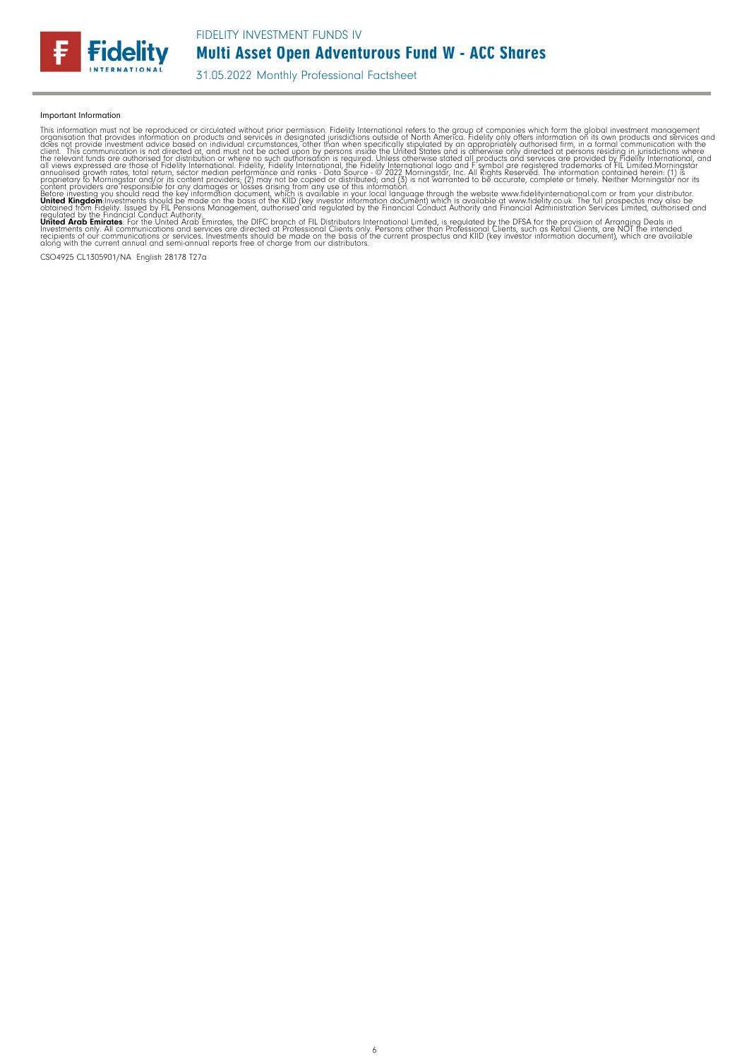Important Information

This information must not be reproduced or circulated without prior permission. Fidelity International refers to the group of companies which form the global investment management organisation that provides information on products and services in designated jurisdictions outside of North America. Fidelity only offers information on its own products and services and does not provide investment advice based on individual circumstances, other than when specifically stipulated by an appropriately authorised firm, in a formal communication with the client. This communication is not directed at, and must not be acted upon by persons inside the United States and is otherwise only directed at persons residing in jurisdictions where the relevant funds are authorised for distribution or where no such authorisation is required. Unless otherwise stated all products and services are provided by Fidelity International, and all views expressed are those of Fidelity International. Fidelity, Fidelity International, the Fidelity International logo and F symbol are registered trademarks of FIL Limited.Morningstar annualised growth rates, total return, sector median performance and ranks - Data Source - © 2022 Morningstar, Inc. All Rights Reserved. The information contained herein: (1) is proprietary to Morningstar and/or its content providers; (2) may not be copied or distributed; and (3) is not warranted to be accurate, complete or timely. Neither Morningstar nor its content providers are responsible for any damages or losses arising from any use of this information.
Before investing you should read the key information document, which is available in your local language through the website www.fidelityinternational.com or from your distributor.
**United Kingdom**:Investments should be made on the basis of the KIID (key investor information document) which is available at www.fidelity.co.uk The full prospectus may also be obtained from Fidelity. Issued by FIL Pensions Management, authorised and regulated by the Financial Conduct Authority and Financial Administration Services Limited, authorised and regulated by the Financial Conduct Authority.
**United Arab Emirates**: For the United Arab Emirates, the DIFC branch of FIL Distributors International Limited, is regulated by the DFSA for the provision of Arranging Deals in Investments only. All communications and services are directed at Professional Clients only. Persons other than Professional Clients, such as Retail Clients, are NOT the intended recipients of our communications or services. Investments should be made on the basis of the current prospectus and KIID (key investor information document), which are available along with the current annual and semi-annual reports free of charge from our distributors.

CSO4925 CL1305901/NA English 28178 T27a